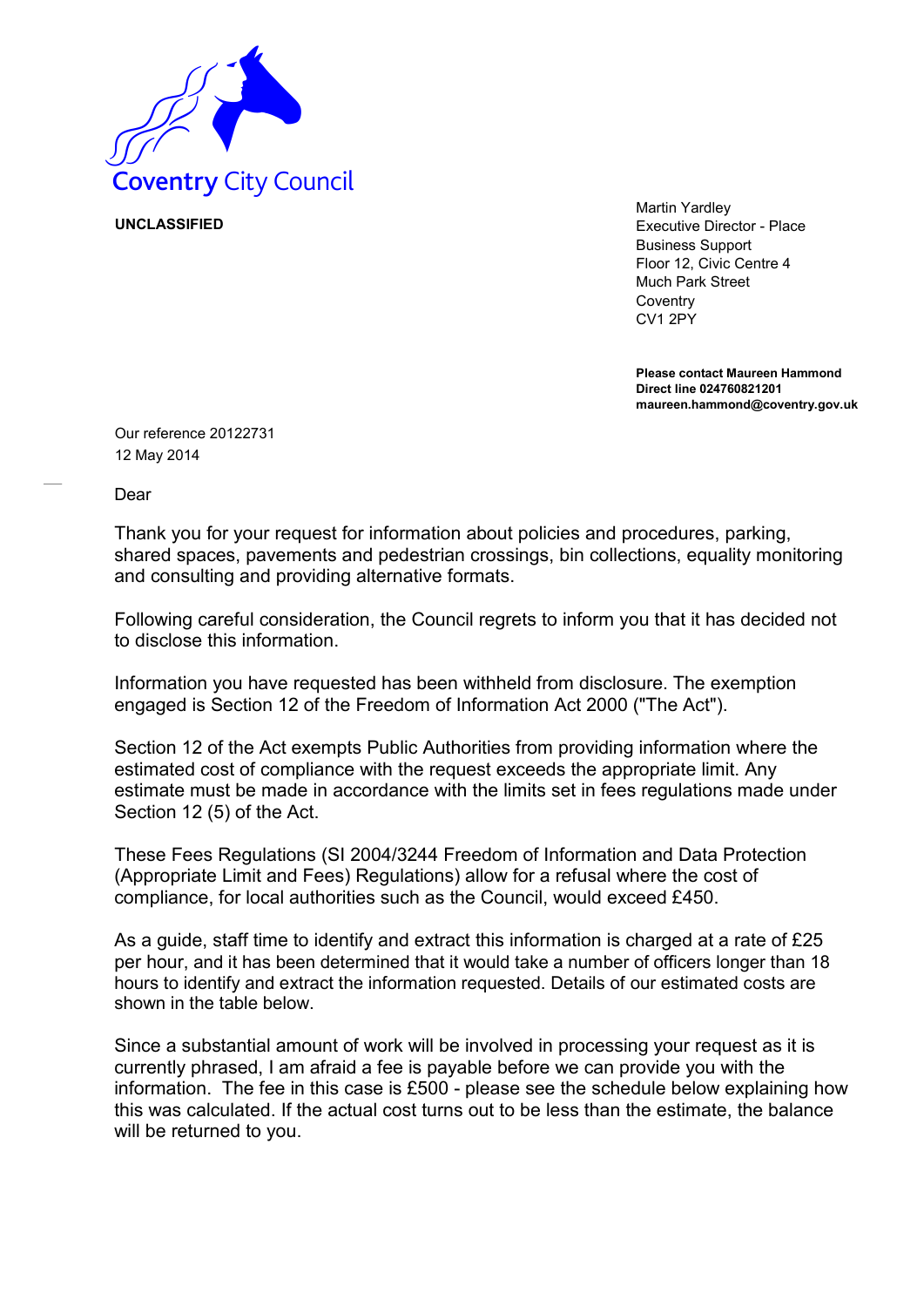Coventry City Council

**UNCLASSIFIED**

Martin Yardley
Executive Director - Place
Business Support
Floor 12, Civic Centre 4
Much Park Street
Coventry
CV1 2PY

**Please contact Maureen Hammond**
**Direct line 024760821201**
**maureen.hammond@coventry.gov.uk**

Our reference 20122731
12 May 2014

Dear

Thank you for your request for information about policies and procedures, parking, shared spaces, pavements and pedestrian crossings, bin collections, equality monitoring and consulting and providing alternative formats.

Following careful consideration, the Council regrets to inform you that it has decided not to disclose this information.

Information you have requested has been withheld from disclosure. The exemption engaged is Section 12 of the Freedom of Information Act 2000 ("The Act").

Section 12 of the Act exempts Public Authorities from providing information where the estimated cost of compliance with the request exceeds the appropriate limit. Any estimate must be made in accordance with the limits set in fees regulations made under Section 12 (5) of the Act.

These Fees Regulations (SI 2004/3244 Freedom of Information and Data Protection (Appropriate Limit and Fees) Regulations) allow for a refusal where the cost of compliance, for local authorities such as the Council, would exceed £450.

As a guide, staff time to identify and extract this information is charged at a rate of £25 per hour, and it has been determined that it would take a number of officers longer than 18 hours to identify and extract the information requested. Details of our estimated costs are shown in the table below.

Since a substantial amount of work will be involved in processing your request as it is currently phrased, I am afraid a fee is payable before we can provide you with the information. The fee in this case is £500 - please see the schedule below explaining how this was calculated. If the actual cost turns out to be less than the estimate, the balance will be returned to you.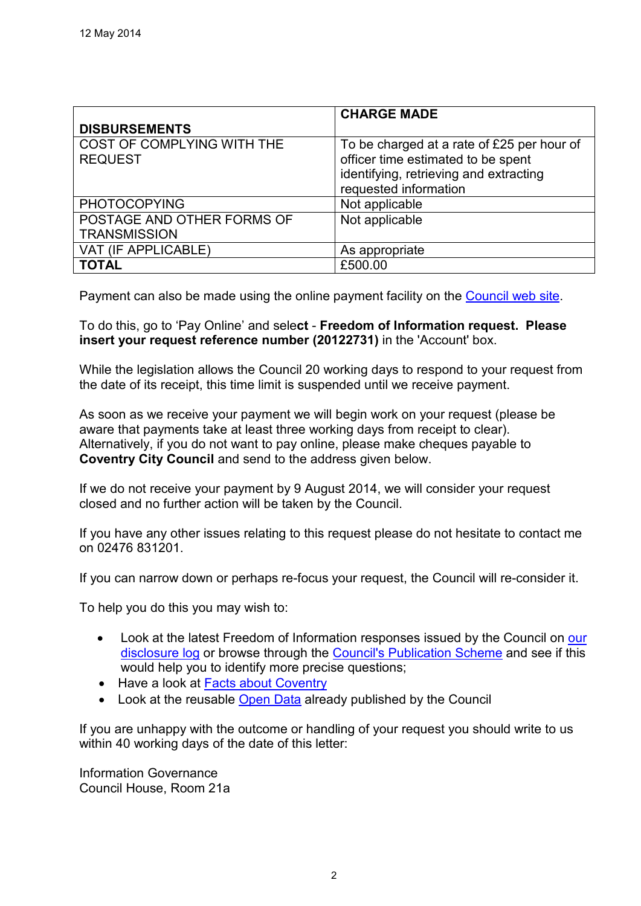12 May 2014

| DISBURSEMENTS | CHARGE MADE |
|---|---|
| COST OF COMPLYING WITH THE REQUEST | To be charged at a rate of £25 per hour of officer time estimated to be spent identifying, retrieving and extracting requested information |
| PHOTOCOPYING | Not applicable |
| POSTAGE AND OTHER FORMS OF TRANSMISSION | Not applicable |
| VAT (IF APPLICABLE) | As appropriate |
| **TOTAL** | £500.00 |

Payment can also be made using the online payment facility on the Council web site.

To do this, go to 'Pay Online' and select - **Freedom of Information request. Please insert your request reference number (20122731)** in the 'Account' box.

While the legislation allows the Council 20 working days to respond to your request from the date of its receipt, this time limit is suspended until we receive payment.

As soon as we receive your payment we will begin work on your request (please be aware that payments take at least three working days from receipt to clear). Alternatively, if you do not want to pay online, please make cheques payable to **Coventry City Council** and send to the address given below.

If we do not receive your payment by 9 August 2014, we will consider your request closed and no further action will be taken by the Council.

If you have any other issues relating to this request please do not hesitate to contact me on 02476 831201.

If you can narrow down or perhaps re-focus your request, the Council will re-consider it.

To help you do this you may wish to:

- Look at the latest Freedom of Information responses issued by the Council on our disclosure log or browse through the Council's Publication Scheme and see if this would help you to identify more precise questions;
- Have a look at Facts about Coventry
- Look at the reusable Open Data already published by the Council

If you are unhappy with the outcome or handling of your request you should write to us within 40 working days of the date of this letter:

Information Governance
Council House, Room 21a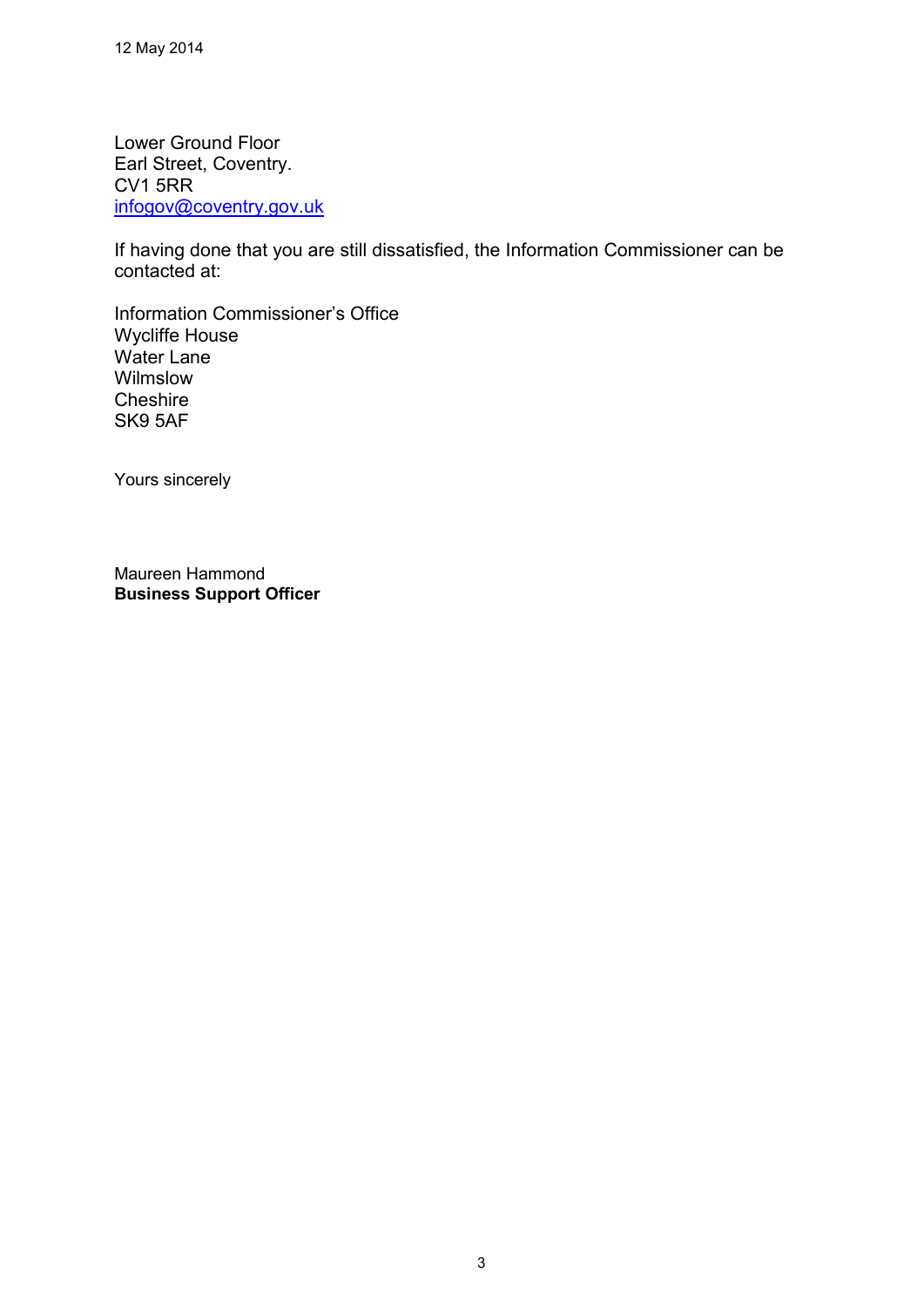12 May 2014

Lower Ground Floor
Earl Street, Coventry.
CV1 5RR
infogov@coventry.gov.uk

If having done that you are still dissatisfied, the Information Commissioner can be contacted at:

Information Commissioner's Office
Wycliffe House
Water Lane
Wilmslow
Cheshire
SK9 5AF

Yours sincerely

Maureen Hammond
**Business Support Officer**